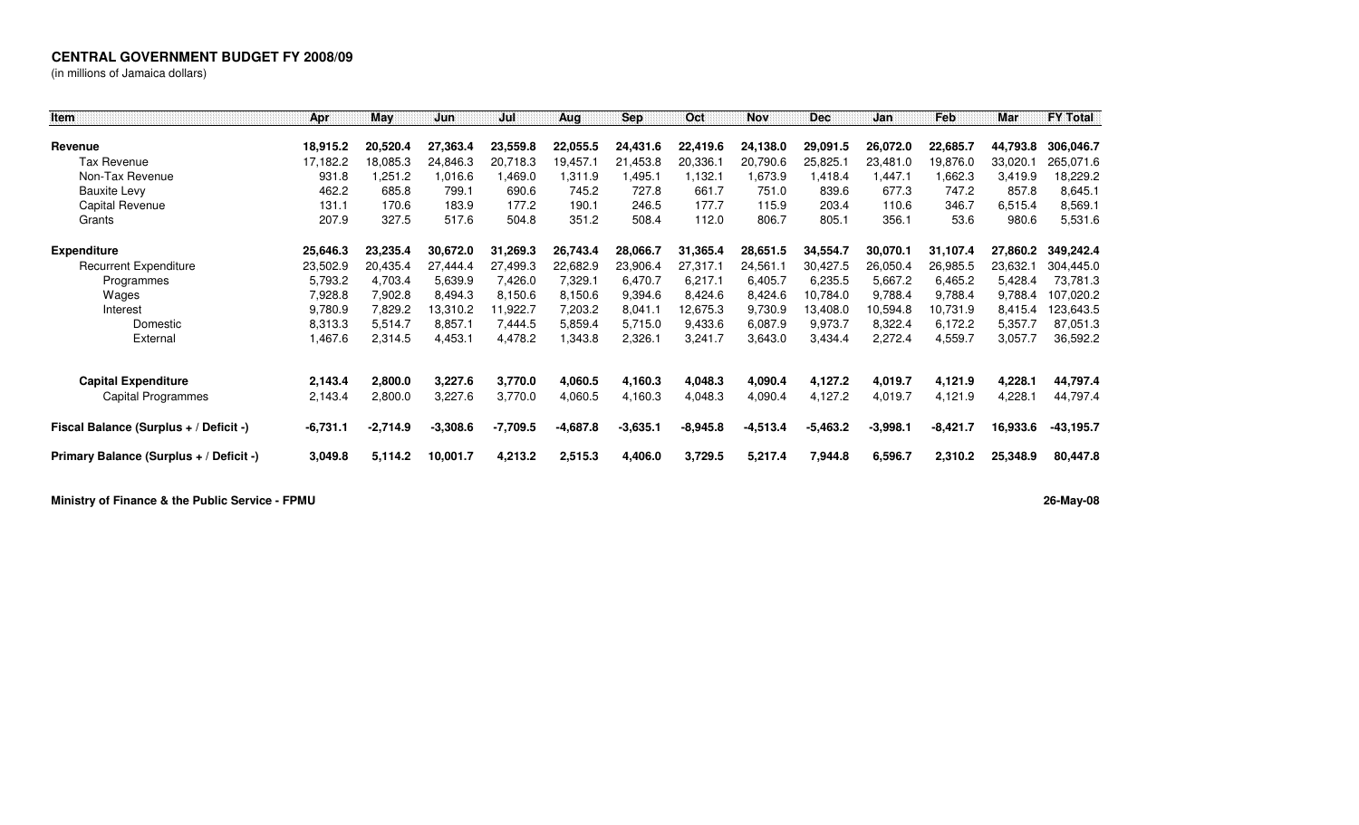**CENTRAL GOVERNMENT BUDGET FY 2008/09**

(in millions of Jamaica dollars)

| Item | Apr | May | Jun | Jul | Aug | Sep | Oct | Nov | Dec | Jan | Feb | Mar | FY Total |
|---|---|---|---|---|---|---|---|---|---|---|---|---|---|
| **Revenue** | **18,915.2** | **20,520.4** | **27,363.4** | **23,559.8** | **22,055.5** | **24,431.6** | **22,419.6** | **24,138.0** | **29,091.5** | **26,072.0** | **22,685.7** | **44,793.8** | **306,046.7** |
| Tax Revenue | 17,182.2 | 18,085.3 | 24,846.3 | 20,718.3 | 19,457.1 | 21,453.8 | 20,336.1 | 20,790.6 | 25,825.1 | 23,481.0 | 19,876.0 | 33,020.1 | 265,071.6 |
| Non-Tax Revenue | 931.8 | 1,251.2 | 1,016.6 | 1,469.0 | 1,311.9 | 1,495.1 | 1,132.1 | 1,673.9 | 1,418.4 | 1,447.1 | 1,662.3 | 3,419.9 | 18,229.2 |
| Bauxite Levy | 462.2 | 685.8 | 799.1 | 690.6 | 745.2 | 727.8 | 661.7 | 751.0 | 839.6 | 677.3 | 747.2 | 857.8 | 8,645.1 |
| Capital Revenue | 131.1 | 170.6 | 183.9 | 177.2 | 190.1 | 246.5 | 177.7 | 115.9 | 203.4 | 110.6 | 346.7 | 6,515.4 | 8,569.1 |
| Grants | 207.9 | 327.5 | 517.6 | 504.8 | 351.2 | 508.4 | 112.0 | 806.7 | 805.1 | 356.1 | 53.6 | 980.6 | 5,531.6 |
| **Expenditure** | **25,646.3** | **23,235.4** | **30,672.0** | **31,269.3** | **26,743.4** | **28,066.7** | **31,365.4** | **28,651.5** | **34,554.7** | **30,070.1** | **31,107.4** | **27,860.2** | **349,242.4** |
| Recurrent Expenditure | 23,502.9 | 20,435.4 | 27,444.4 | 27,499.3 | 22,682.9 | 23,906.4 | 27,317.1 | 24,561.1 | 30,427.5 | 26,050.4 | 26,985.5 | 23,632.1 | 304,445.0 |
| Programmes | 5,793.2 | 4,703.4 | 5,639.9 | 7,426.0 | 7,329.1 | 6,470.7 | 6,217.1 | 6,405.7 | 6,235.5 | 5,667.2 | 6,465.2 | 5,428.4 | 73,781.3 |
| Wages | 7,928.8 | 7,902.8 | 8,494.3 | 8,150.6 | 8,150.6 | 9,394.6 | 8,424.6 | 8,424.6 | 10,784.0 | 9,788.4 | 9,788.4 | 9,788.4 | 107,020.2 |
| Interest | 9,780.9 | 7,829.2 | 13,310.2 | 11,922.7 | 7,203.2 | 8,041.1 | 12,675.3 | 9,730.9 | 13,408.0 | 10,594.8 | 10,731.9 | 8,415.4 | 123,643.5 |
| Domestic | 8,313.3 | 5,514.7 | 8,857.1 | 7,444.5 | 5,859.4 | 5,715.0 | 9,433.6 | 6,087.9 | 9,973.7 | 8,322.4 | 6,172.2 | 5,357.7 | 87,051.3 |
| External | 1,467.6 | 2,314.5 | 4,453.1 | 4,478.2 | 1,343.8 | 2,326.1 | 3,241.7 | 3,643.0 | 3,434.4 | 2,272.4 | 4,559.7 | 3,057.7 | 36,592.2 |
| **Capital Expenditure** | **2,143.4** | **2,800.0** | **3,227.6** | **3,770.0** | **4,060.5** | **4,160.3** | **4,048.3** | **4,090.4** | **4,127.2** | **4,019.7** | **4,121.9** | **4,228.1** | **44,797.4** |
| Capital Programmes | 2,143.4 | 2,800.0 | 3,227.6 | 3,770.0 | 4,060.5 | 4,160.3 | 4,048.3 | 4,090.4 | 4,127.2 | 4,019.7 | 4,121.9 | 4,228.1 | 44,797.4 |
| **Fiscal Balance (Surplus + / Deficit -)** | **-6,731.1** | **-2,714.9** | **-3,308.6** | **-7,709.5** | **-4,687.8** | **-3,635.1** | **-8,945.8** | **-4,513.4** | **-5,463.2** | **-3,998.1** | **-8,421.7** | **16,933.6** | **-43,195.7** |
| **Primary Balance (Surplus + / Deficit -)** | **3,049.8** | **5,114.2** | **10,001.7** | **4,213.2** | **2,515.3** | **4,406.0** | **3,729.5** | **5,217.4** | **7,944.8** | **6,596.7** | **2,310.2** | **25,348.9** | **80,447.8** |

**Ministry of Finance & the Public Service - FPMU**

**26-May-08**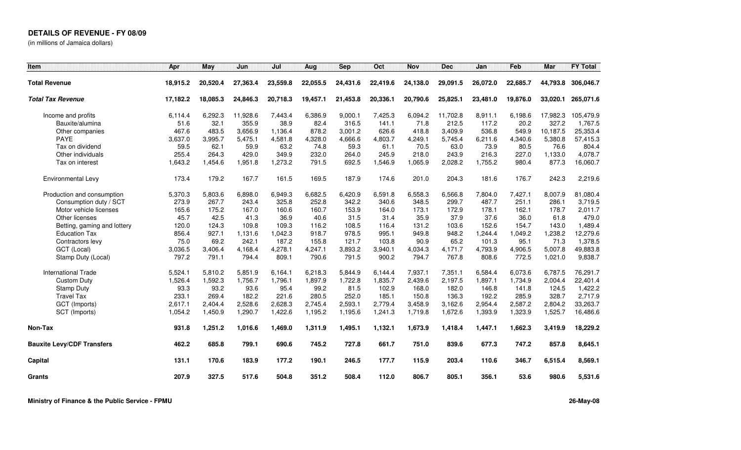**DETAILS OF REVENUE - FY 08/09**

(in millions of Jamaica dollars)

| Item | Apr | May | Jun | Jul | Aug | Sep | Oct | Nov | Dec | Jan | Feb | Mar | FY Total |
|---|---|---|---|---|---|---|---|---|---|---|---|---|---|
| **Total Revenue** | **18,915.2** | **20,520.4** | **27,363.4** | **23,559.8** | **22,055.5** | **24,431.6** | **22,419.6** | **24,138.0** | **29,091.5** | **26,072.0** | **22,685.7** | **44,793.8** | **306,046.7** |
| ***Total Tax Revenue*** | **17,182.2** | **18,085.3** | **24,846.3** | **20,718.3** | **19,457.1** | **21,453.8** | **20,336.1** | **20,790.6** | **25,825.1** | **23,481.0** | **19,876.0** | **33,020.1** | **265,071.6** |
| Income and profits | 6,114.4 | 6,292.3 | 11,928.6 | 7,443.4 | 6,386.9 | 9,000.1 | 7,425.3 | 6,094.2 | 11,702.8 | 8,911.1 | 6,198.6 | 17,982.3 | 105,479.9 |
| Bauxite/alumina | 51.6 | 32.1 | 355.9 | 38.9 | 82.4 | 316.5 | 141.1 | 71.8 | 212.5 | 117.2 | 20.2 | 327.2 | 1,767.5 |
| Other companies | 467.6 | 483.5 | 3,656.9 | 1,136.4 | 878.2 | 3,001.2 | 626.6 | 418.8 | 3,409.9 | 536.8 | 549.9 | 10,187.5 | 25,353.4 |
| PAYE | 3,637.0 | 3,995.7 | 5,475.1 | 4,581.8 | 4,328.0 | 4,666.6 | 4,803.7 | 4,249.1 | 5,745.4 | 6,211.6 | 4,340.6 | 5,380.8 | 57,415.3 |
| Tax on dividend | 59.5 | 62.1 | 59.9 | 63.2 | 74.8 | 59.3 | 61.1 | 70.5 | 63.0 | 73.9 | 80.5 | 76.6 | 804.4 |
| Other individuals | 255.4 | 264.3 | 429.0 | 349.9 | 232.0 | 264.0 | 245.9 | 218.0 | 243.9 | 216.3 | 227.0 | 1,133.0 | 4,078.7 |
| Tax on interest | 1,643.2 | 1,454.6 | 1,951.8 | 1,273.2 | 791.5 | 692.5 | 1,546.9 | 1,065.9 | 2,028.2 | 1,755.2 | 980.4 | 877.3 | 16,060.7 |
| Environmental Levy | 173.4 | 179.2 | 167.7 | 161.5 | 169.5 | 187.9 | 174.6 | 201.0 | 204.3 | 181.6 | 176.7 | 242.3 | 2,219.6 |
| Production and consumption | 5,370.3 | 5,803.6 | 6,898.0 | 6,949.3 | 6,682.5 | 6,420.9 | 6,591.8 | 6,558.3 | 6,566.8 | 7,804.0 | 7,427.1 | 8,007.9 | 81,080.4 |
| Consumption duty / SCT | 273.9 | 267.7 | 243.4 | 325.8 | 252.8 | 342.2 | 340.6 | 348.5 | 299.7 | 487.7 | 251.1 | 286.1 | 3,719.5 |
| Motor vehicle licenses | 165.6 | 175.2 | 167.0 | 160.6 | 160.7 | 153.9 | 164.0 | 173.1 | 172.9 | 178.1 | 162.1 | 178.7 | 2,011.7 |
| Other licenses | 45.7 | 42.5 | 41.3 | 36.9 | 40.6 | 31.5 | 31.4 | 35.9 | 37.9 | 37.6 | 36.0 | 61.8 | 479.0 |
| Betting, gaming and lottery | 120.0 | 124.3 | 109.8 | 109.3 | 116.2 | 108.5 | 116.4 | 131.2 | 103.6 | 152.6 | 154.7 | 143.0 | 1,489.4 |
| Education Tax | 856.4 | 927.1 | 1,131.6 | 1,042.3 | 918.7 | 978.5 | 995.1 | 949.8 | 948.2 | 1,244.4 | 1,049.2 | 1,238.2 | 12,279.6 |
| Contractors levy | 75.0 | 69.2 | 242.1 | 187.2 | 155.8 | 121.7 | 103.8 | 90.9 | 65.2 | 101.3 | 95.1 | 71.3 | 1,378.5 |
| GCT (Local) | 3,036.5 | 3,406.4 | 4,168.4 | 4,278.1 | 4,247.1 | 3,893.2 | 3,940.1 | 4,034.3 | 4,171.7 | 4,793.9 | 4,906.5 | 5,007.8 | 49,883.8 |
| Stamp Duty (Local) | 797.2 | 791.1 | 794.4 | 809.1 | 790.6 | 791.5 | 900.2 | 794.7 | 767.8 | 808.6 | 772.5 | 1,021.0 | 9,838.7 |
| International Trade | 5,524.1 | 5,810.2 | 5,851.9 | 6,164.1 | 6,218.3 | 5,844.9 | 6,144.4 | 7,937.1 | 7,351.1 | 6,584.4 | 6,073.6 | 6,787.5 | 76,291.7 |
| Custom Duty | 1,526.4 | 1,592.3 | 1,756.7 | 1,796.1 | 1,897.9 | 1,722.8 | 1,835.7 | 2,439.6 | 2,197.5 | 1,897.1 | 1,734.9 | 2,004.4 | 22,401.4 |
| Stamp Duty | 93.3 | 93.2 | 93.6 | 95.4 | 99.2 | 81.5 | 102.9 | 168.0 | 182.0 | 146.8 | 141.8 | 124.5 | 1,422.2 |
| Travel Tax | 233.1 | 269.4 | 182.2 | 221.6 | 280.5 | 252.0 | 185.1 | 150.8 | 136.3 | 192.2 | 285.9 | 328.7 | 2,717.9 |
| GCT (Imports) | 2,617.1 | 2,404.4 | 2,528.6 | 2,628.3 | 2,745.4 | 2,593.1 | 2,779.4 | 3,458.9 | 3,162.6 | 2,954.4 | 2,587.2 | 2,804.2 | 33,263.7 |
| SCT (Imports) | 1,054.2 | 1,450.9 | 1,290.7 | 1,422.6 | 1,195.2 | 1,195.6 | 1,241.3 | 1,719.8 | 1,672.6 | 1,393.9 | 1,323.9 | 1,525.7 | 16,486.6 |
| **Non-Tax** | **931.8** | **1,251.2** | **1,016.6** | **1,469.0** | **1,311.9** | **1,495.1** | **1,132.1** | **1,673.9** | **1,418.4** | **1,447.1** | **1,662.3** | **3,419.9** | **18,229.2** |
| **Bauxite Levy/CDF Transfers** | **462.2** | **685.8** | **799.1** | **690.6** | **745.2** | **727.8** | **661.7** | **751.0** | **839.6** | **677.3** | **747.2** | **857.8** | **8,645.1** |
| **Capital** | **131.1** | **170.6** | **183.9** | **177.2** | **190.1** | **246.5** | **177.7** | **115.9** | **203.4** | **110.6** | **346.7** | **6,515.4** | **8,569.1** |
| **Grants** | **207.9** | **327.5** | **517.6** | **504.8** | **351.2** | **508.4** | **112.0** | **806.7** | **805.1** | **356.1** | **53.6** | **980.6** | **5,531.6** |

**Ministry of Finance & the Public Service - FPMU**

**26-May-08**